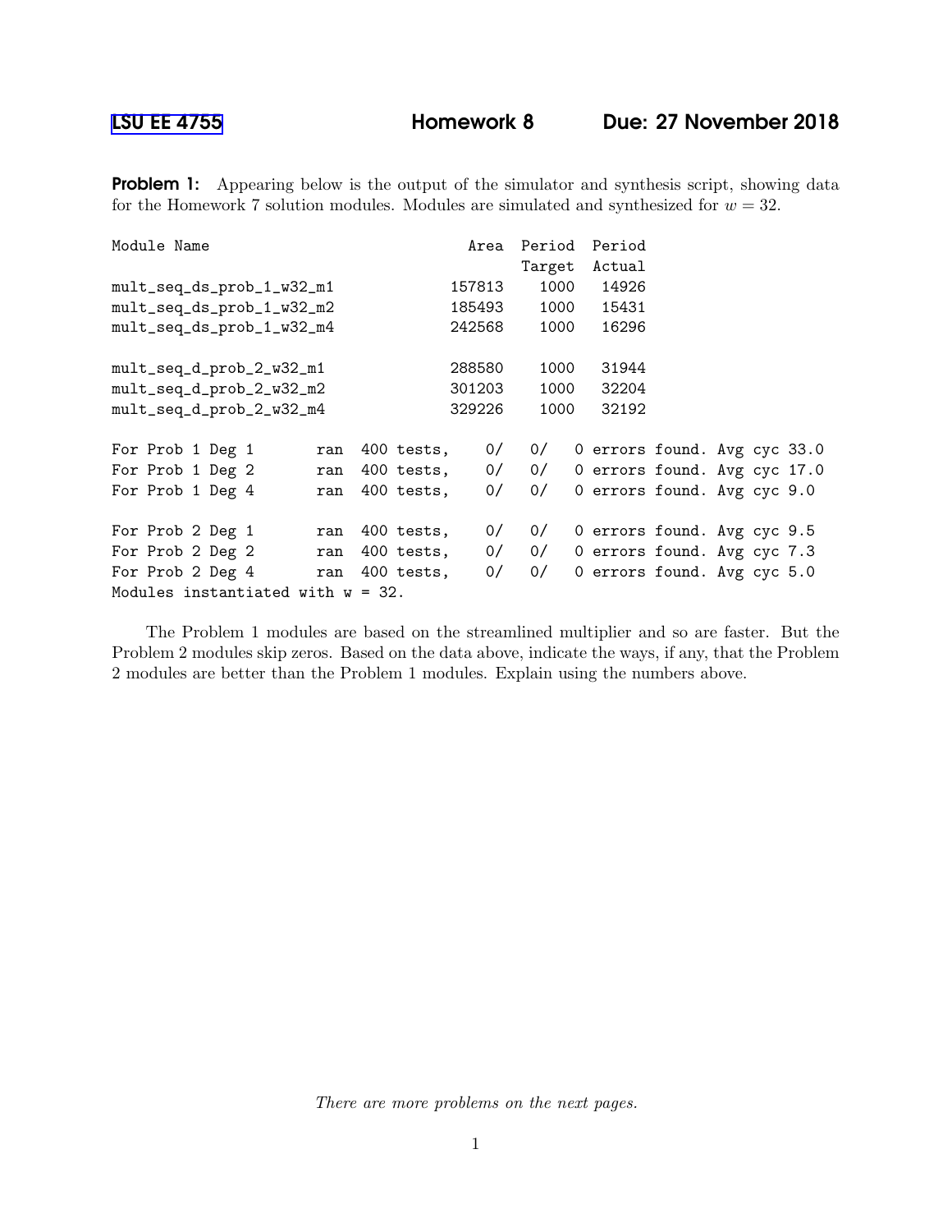LSU EE 4755 **Homework 8** **Due: 27 November 2018**

**Problem 1:** Appearing below is the output of the simulator and synthesis script, showing data for the Homework 7 solution modules. Modules are simulated and synthesized for $w = 32$.

```
Module Name                           Area  Period  Period
                                            Target  Actual
mult_seq_ds_prob_1_w32_m1           157813    1000   14926
mult_seq_ds_prob_1_w32_m2           185493    1000   15431
mult_seq_ds_prob_1_w32_m4           242568    1000   16296

mult_seq_d_prob_2_w32_m1            288580    1000   31944
mult_seq_d_prob_2_w32_m2            301203    1000   32204
mult_seq_d_prob_2_w32_m4            329226    1000   32192

For Prob 1 Deg 1       ran  400 tests,    0/   0/   0 errors found. Avg cyc 33.0
For Prob 1 Deg 2       ran  400 tests,    0/   0/   0 errors found. Avg cyc 17.0
For Prob 1 Deg 4       ran  400 tests,    0/   0/   0 errors found. Avg cyc 9.0

For Prob 2 Deg 1       ran  400 tests,    0/   0/   0 errors found. Avg cyc 9.5
For Prob 2 Deg 2       ran  400 tests,    0/   0/   0 errors found. Avg cyc 7.3
For Prob 2 Deg 4       ran  400 tests,    0/   0/   0 errors found. Avg cyc 5.0
Modules instantiated with w = 32.
```

The Problem 1 modules are based on the streamlined multiplier and so are faster. But the Problem 2 modules skip zeros. Based on the data above, indicate the ways, if any, that the Problem 2 modules are better than the Problem 1 modules. Explain using the numbers above.

*There are more problems on the next pages.*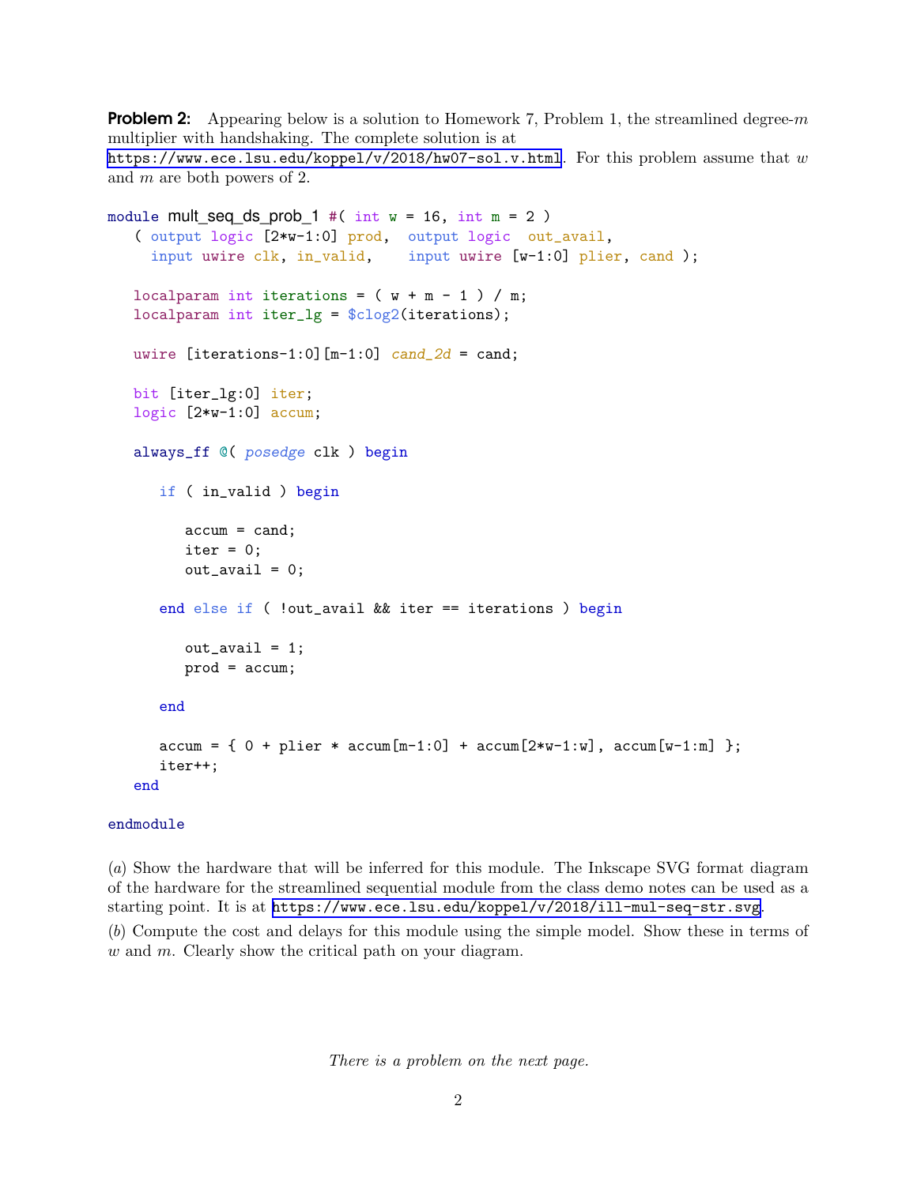**Problem 2:** Appearing below is a solution to Homework 7, Problem 1, the streamlined degree-$m$ multiplier with handshaking. The complete solution is at https://www.ece.lsu.edu/koppel/v/2018/hw07-sol.v.html. For this problem assume that $w$ and $m$ are both powers of 2.

```
module mult_seq_ds_prob_1 #( int w = 16, int m = 2 )
   ( output logic [2*w-1:0] prod,  output logic  out_avail,
     input uwire clk, in_valid,    input uwire [w-1:0] plier, cand );

   localparam int iterations = ( w + m - 1 ) / m;
   localparam int iter_lg = $clog2(iterations);

   uwire [iterations-1:0][m-1:0] cand_2d = cand;

   bit [iter_lg:0] iter;
   logic [2*w-1:0] accum;

   always_ff @( posedge clk ) begin

      if ( in_valid ) begin

         accum = cand;
         iter = 0;
         out_avail = 0;

      end else if ( !out_avail && iter == iterations ) begin

         out_avail = 1;
         prod = accum;

      end

      accum = { 0 + plier * accum[m-1:0] + accum[2*w-1:w], accum[w-1:m] };
      iter++;
   end

endmodule
```

(*a*) Show the hardware that will be inferred for this module. The Inkscape SVG format diagram of the hardware for the streamlined sequential module from the class demo notes can be used as a starting point. It is at https://www.ece.lsu.edu/koppel/v/2018/ill-mul-seq-str.svg.

(*b*) Compute the cost and delays for this module using the simple model. Show these in terms of $w$ and $m$. Clearly show the critical path on your diagram.

*There is a problem on the next page.*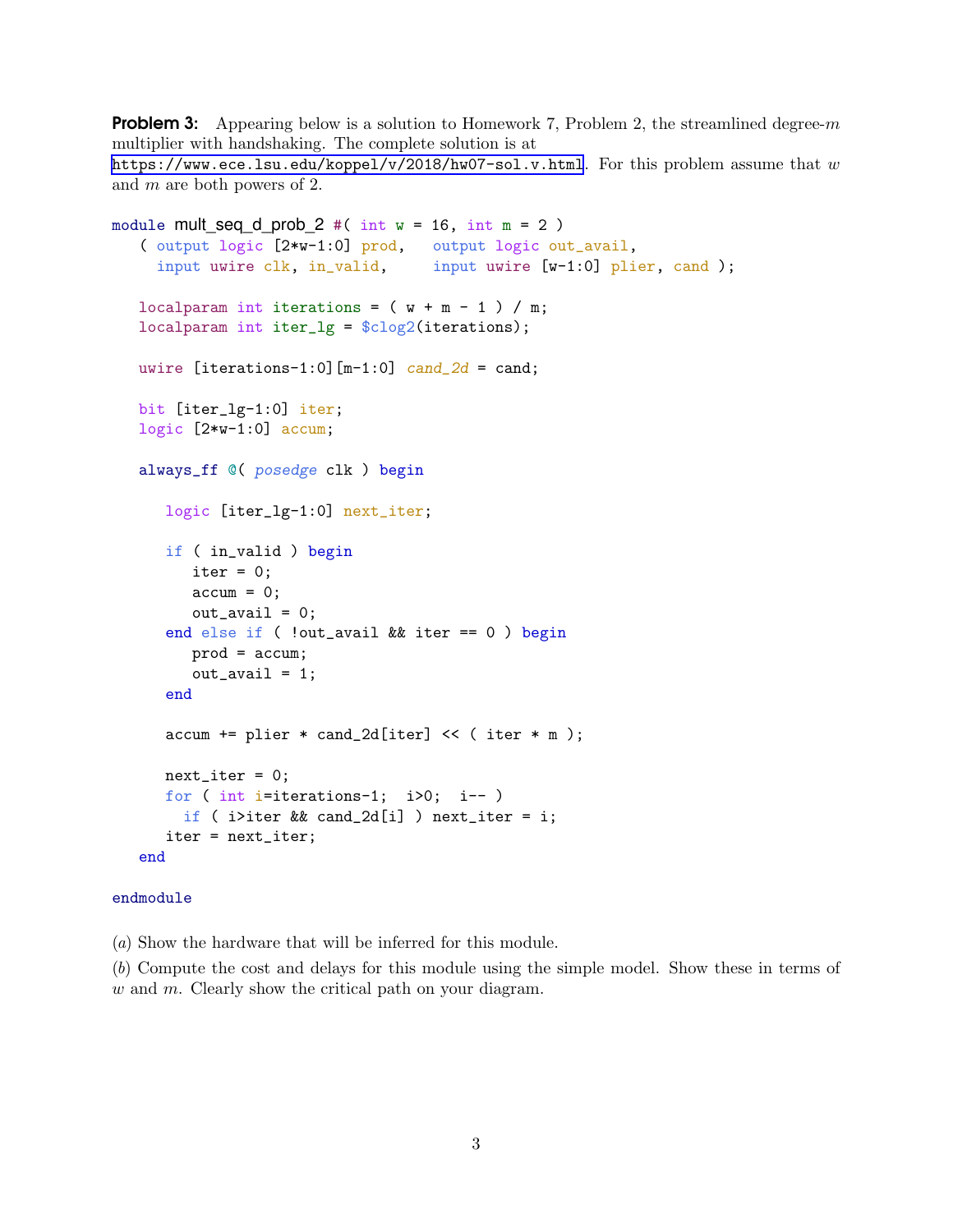**Problem 3:** Appearing below is a solution to Homework 7, Problem 2, the streamlined degree-$m$ multiplier with handshaking. The complete solution is at https://www.ece.lsu.edu/koppel/v/2018/hw07-sol.v.html. For this problem assume that $w$ and $m$ are both powers of 2.

```
module mult_seq_d_prob_2 #( int w = 16, int m = 2 )
   ( output logic [2*w-1:0] prod,   output logic out_avail,
     input uwire clk, in_valid,     input uwire [w-1:0] plier, cand );

   localparam int iterations = ( w + m - 1 ) / m;
   localparam int iter_lg = $clog2(iterations);

   uwire [iterations-1:0][m-1:0] cand_2d = cand;

   bit [iter_lg-1:0] iter;
   logic [2*w-1:0] accum;

   always_ff @( posedge clk ) begin

      logic [iter_lg-1:0] next_iter;

      if ( in_valid ) begin
         iter = 0;
         accum = 0;
         out_avail = 0;
      end else if ( !out_avail && iter == 0 ) begin
         prod = accum;
         out_avail = 1;
      end

      accum += plier * cand_2d[iter] << ( iter * m );

      next_iter = 0;
      for ( int i=iterations-1;  i>0;  i-- )
        if ( i>iter && cand_2d[i] ) next_iter = i;
      iter = next_iter;
   end

endmodule
```

($a$) Show the hardware that will be inferred for this module.

($b$) Compute the cost and delays for this module using the simple model. Show these in terms of $w$ and $m$. Clearly show the critical path on your diagram.